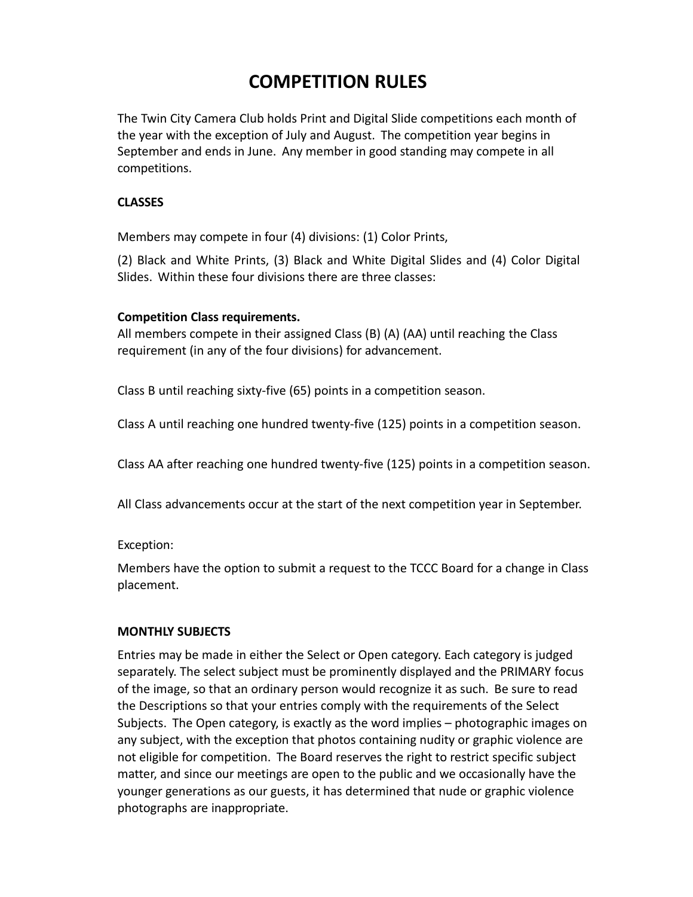# COMPETITION RULES

The Twin City Camera Club holds Print and Digital Slide competitions each month of the year with the exception of July and August. The competition year begins in September and ends in June. Any member in good standing may compete in all competitions.

**CLASSES**

Members may compete in four (4) divisions: (1) Color Prints,

(2) Black and White Prints, (3) Black and White Digital Slides and (4) Color Digital Slides. Within these four divisions there are three classes:

**Competition Class requirements.**
All members compete in their assigned Class (B) (A) (AA) until reaching the Class requirement (in any of the four divisions) for advancement.

Class B until reaching sixty-five (65) points in a competition season.

Class A until reaching one hundred twenty-five (125) points in a competition season.

Class AA after reaching one hundred twenty-five (125) points in a competition season.

All Class advancements occur at the start of the next competition year in September.

Exception:

Members have the option to submit a request to the TCCC Board for a change in Class placement.

**MONTHLY SUBJECTS**

Entries may be made in either the Select or Open category. Each category is judged separately. The select subject must be prominently displayed and the PRIMARY focus of the image, so that an ordinary person would recognize it as such. Be sure to read the Descriptions so that your entries comply with the requirements of the Select Subjects. The Open category, is exactly as the word implies – photographic images on any subject, with the exception that photos containing nudity or graphic violence are not eligible for competition. The Board reserves the right to restrict specific subject matter, and since our meetings are open to the public and we occasionally have the younger generations as our guests, it has determined that nude or graphic violence photographs are inappropriate.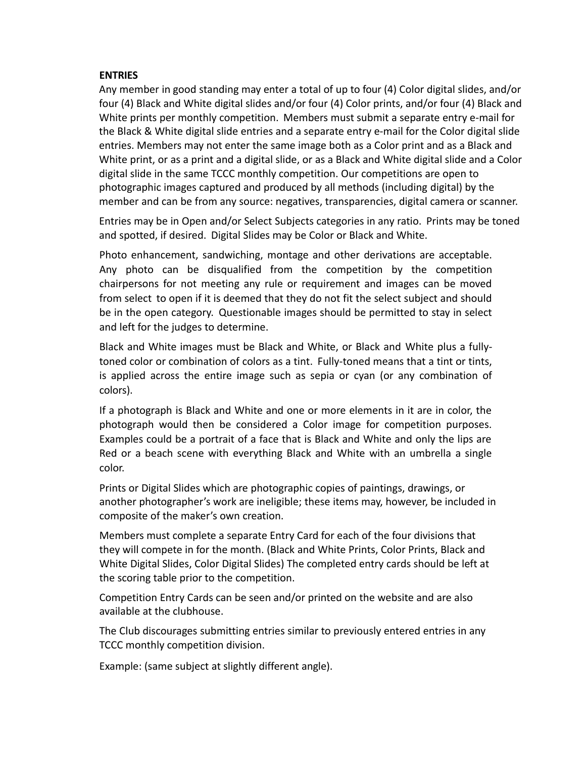**ENTRIES**

Any member in good standing may enter a total of up to four (4) Color digital slides, and/or four (4) Black and White digital slides and/or four (4) Color prints, and/or four (4) Black and White prints per monthly competition. Members must submit a separate entry e-mail for the Black & White digital slide entries and a separate entry e-mail for the Color digital slide entries. Members may not enter the same image both as a Color print and as a Black and White print, or as a print and a digital slide, or as a Black and White digital slide and a Color digital slide in the same TCCC monthly competition. Our competitions are open to photographic images captured and produced by all methods (including digital) by the member and can be from any source: negatives, transparencies, digital camera or scanner.

Entries may be in Open and/or Select Subjects categories in any ratio. Prints may be toned and spotted, if desired. Digital Slides may be Color or Black and White.

Photo enhancement, sandwiching, montage and other derivations are acceptable. Any photo can be disqualified from the competition by the competition chairpersons for not meeting any rule or requirement and images can be moved from select to open if it is deemed that they do not fit the select subject and should be in the open category. Questionable images should be permitted to stay in select and left for the judges to determine.

Black and White images must be Black and White, or Black and White plus a fully-toned color or combination of colors as a tint. Fully-toned means that a tint or tints, is applied across the entire image such as sepia or cyan (or any combination of colors).

If a photograph is Black and White and one or more elements in it are in color, the photograph would then be considered a Color image for competition purposes. Examples could be a portrait of a face that is Black and White and only the lips are Red or a beach scene with everything Black and White with an umbrella a single color.

Prints or Digital Slides which are photographic copies of paintings, drawings, or another photographer's work are ineligible; these items may, however, be included in composite of the maker's own creation.

Members must complete a separate Entry Card for each of the four divisions that they will compete in for the month. (Black and White Prints, Color Prints, Black and White Digital Slides, Color Digital Slides) The completed entry cards should be left at the scoring table prior to the competition.

Competition Entry Cards can be seen and/or printed on the website and are also available at the clubhouse.

The Club discourages submitting entries similar to previously entered entries in any TCCC monthly competition division.

Example: (same subject at slightly different angle).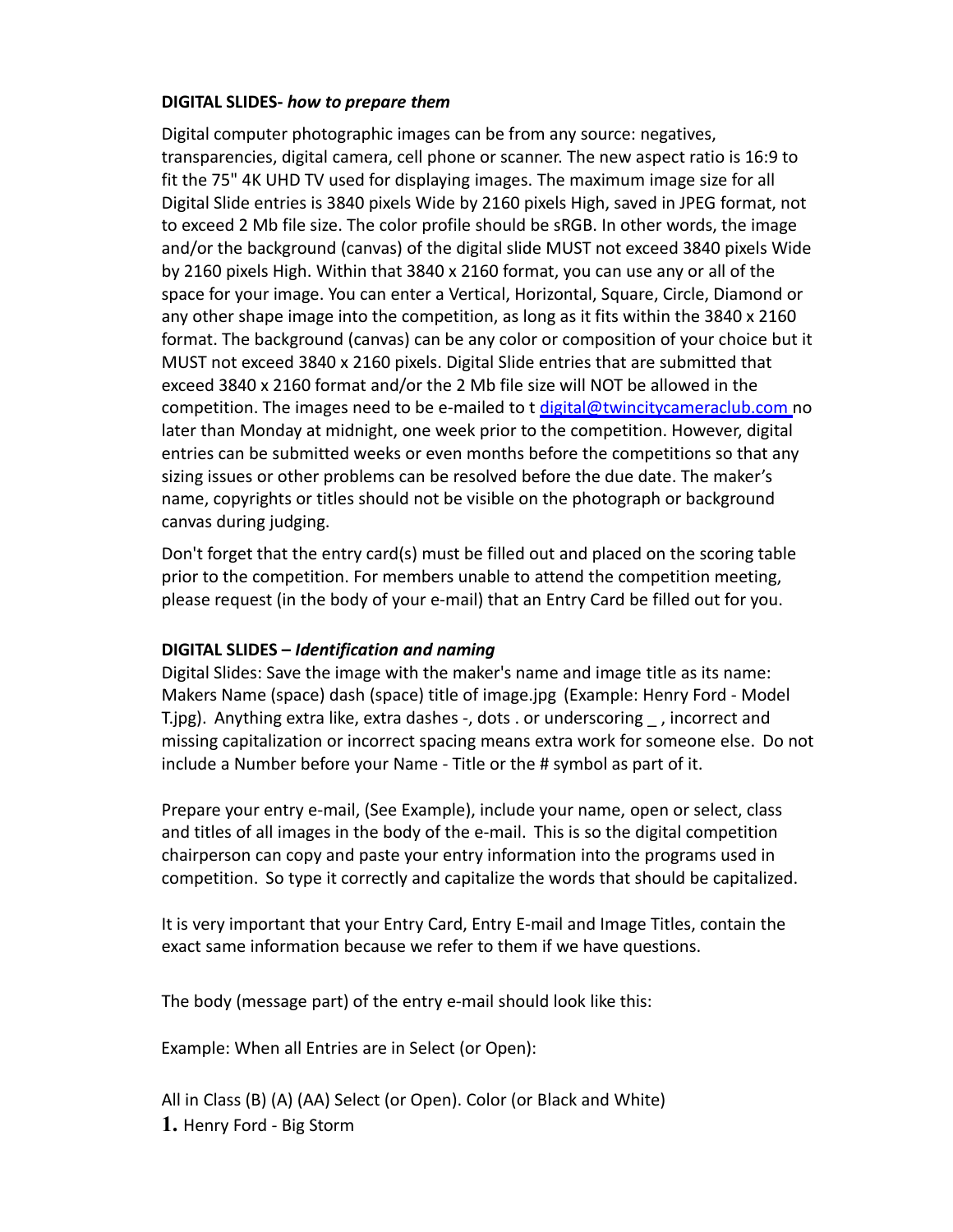**DIGITAL SLIDES-** ***how to prepare them***

Digital computer photographic images can be from any source: negatives, transparencies, digital camera, cell phone or scanner. The new aspect ratio is 16:9 to fit the 75" 4K UHD TV used for displaying images. The maximum image size for all Digital Slide entries is 3840 pixels Wide by 2160 pixels High, saved in JPEG format, not to exceed 2 Mb file size. The color profile should be sRGB. In other words, the image and/or the background (canvas) of the digital slide MUST not exceed 3840 pixels Wide by 2160 pixels High. Within that 3840 x 2160 format, you can use any or all of the space for your image. You can enter a Vertical, Horizontal, Square, Circle, Diamond or any other shape image into the competition, as long as it fits within the 3840 x 2160 format. The background (canvas) can be any color or composition of your choice but it MUST not exceed 3840 x 2160 pixels. Digital Slide entries that are submitted that exceed 3840 x 2160 format and/or the 2 Mb file size will NOT be allowed in the competition. The images need to be e-mailed to t digital@twincitycameraclub.com no later than Monday at midnight, one week prior to the competition. However, digital entries can be submitted weeks or even months before the competitions so that any sizing issues or other problems can be resolved before the due date. The maker's name, copyrights or titles should not be visible on the photograph or background canvas during judging.

Don't forget that the entry card(s) must be filled out and placed on the scoring table prior to the competition. For members unable to attend the competition meeting, please request (in the body of your e-mail) that an Entry Card be filled out for you.

**DIGITAL SLIDES –** ***Identification and naming***

Digital Slides: Save the image with the maker's name and image title as its name: Makers Name (space) dash (space) title of image.jpg (Example: Henry Ford - Model T.jpg). Anything extra like, extra dashes -, dots . or underscoring _ , incorrect and missing capitalization or incorrect spacing means extra work for someone else. Do not include a Number before your Name - Title or the # symbol as part of it.

Prepare your entry e-mail, (See Example), include your name, open or select, class and titles of all images in the body of the e-mail. This is so the digital competition chairperson can copy and paste your entry information into the programs used in competition. So type it correctly and capitalize the words that should be capitalized.

It is very important that your Entry Card, Entry E-mail and Image Titles, contain the exact same information because we refer to them if we have questions.

The body (message part) of the entry e-mail should look like this:

Example: When all Entries are in Select (or Open):

All in Class (B) (A) (AA) Select (or Open). Color (or Black and White)

1. Henry Ford - Big Storm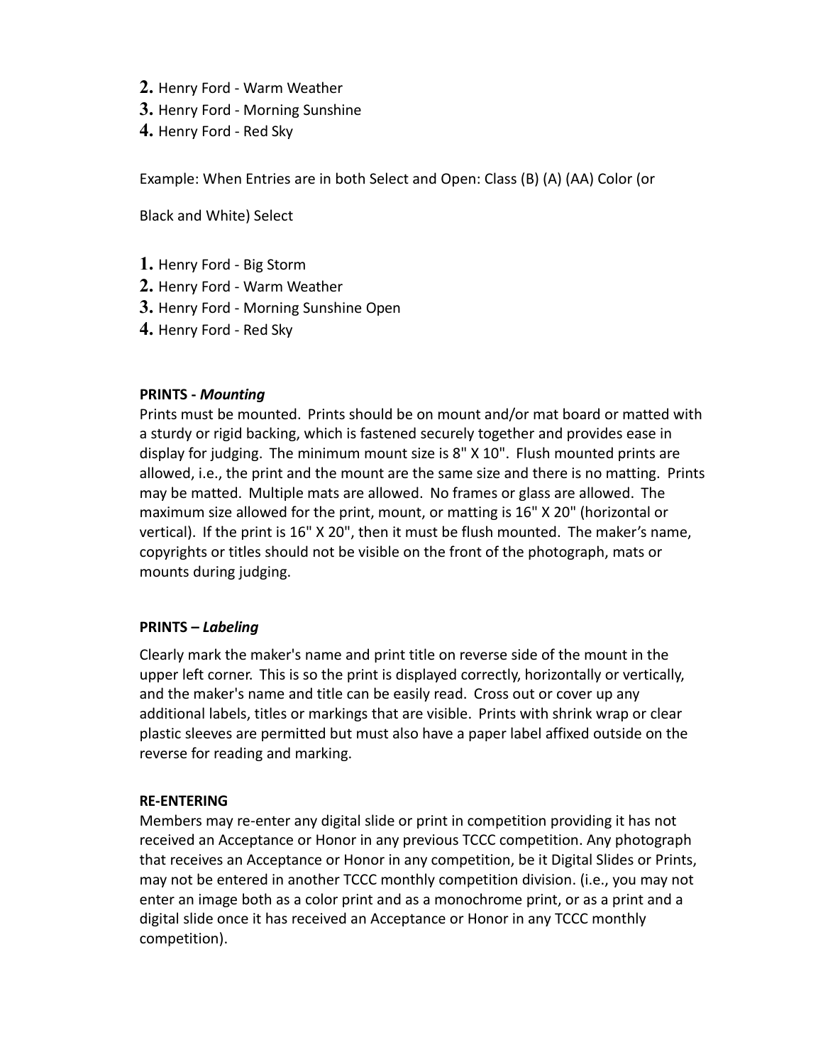**2.** Henry Ford - Warm Weather
**3.** Henry Ford - Morning Sunshine
**4.** Henry Ford - Red Sky

Example: When Entries are in both Select and Open: Class (B) (A) (AA) Color (or

Black and White) Select

**1.** Henry Ford - Big Storm
**2.** Henry Ford - Warm Weather
**3.** Henry Ford - Morning Sunshine Open
**4.** Henry Ford - Red Sky

**PRINTS -** ***Mounting***

Prints must be mounted. Prints should be on mount and/or mat board or matted with a sturdy or rigid backing, which is fastened securely together and provides ease in display for judging. The minimum mount size is 8" X 10". Flush mounted prints are allowed, i.e., the print and the mount are the same size and there is no matting. Prints may be matted. Multiple mats are allowed. No frames or glass are allowed. The maximum size allowed for the print, mount, or matting is 16" X 20" (horizontal or vertical). If the print is 16" X 20", then it must be flush mounted. The maker's name, copyrights or titles should not be visible on the front of the photograph, mats or mounts during judging.

**PRINTS –** ***Labeling***

Clearly mark the maker's name and print title on reverse side of the mount in the upper left corner. This is so the print is displayed correctly, horizontally or vertically, and the maker's name and title can be easily read. Cross out or cover up any additional labels, titles or markings that are visible. Prints with shrink wrap or clear plastic sleeves are permitted but must also have a paper label affixed outside on the reverse for reading and marking.

**RE-ENTERING**

Members may re-enter any digital slide or print in competition providing it has not received an Acceptance or Honor in any previous TCCC competition. Any photograph that receives an Acceptance or Honor in any competition, be it Digital Slides or Prints, may not be entered in another TCCC monthly competition division. (i.e., you may not enter an image both as a color print and as a monochrome print, or as a print and a digital slide once it has received an Acceptance or Honor in any TCCC monthly competition).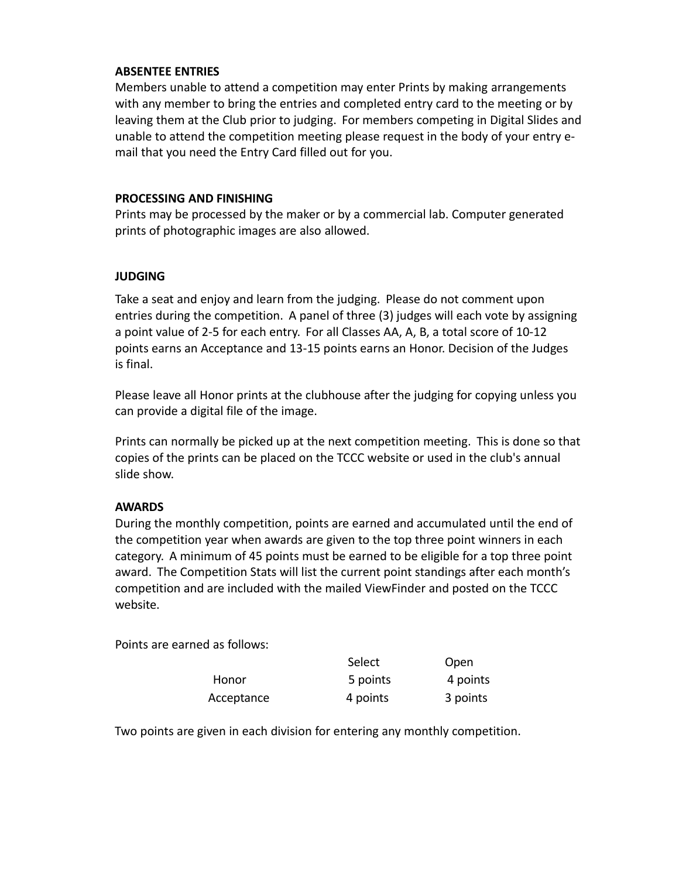**ABSENTEE ENTRIES**

Members unable to attend a competition may enter Prints by making arrangements with any member to bring the entries and completed entry card to the meeting or by leaving them at the Club prior to judging. For members competing in Digital Slides and unable to attend the competition meeting please request in the body of your entry e-mail that you need the Entry Card filled out for you.

**PROCESSING AND FINISHING**

Prints may be processed by the maker or by a commercial lab. Computer generated prints of photographic images are also allowed.

**JUDGING**

Take a seat and enjoy and learn from the judging. Please do not comment upon entries during the competition. A panel of three (3) judges will each vote by assigning a point value of 2-5 for each entry. For all Classes AA, A, B, a total score of 10-12 points earns an Acceptance and 13-15 points earns an Honor. Decision of the Judges is final.

Please leave all Honor prints at the clubhouse after the judging for copying unless you can provide a digital file of the image.

Prints can normally be picked up at the next competition meeting. This is done so that copies of the prints can be placed on the TCCC website or used in the club's annual slide show.

**AWARDS**

During the monthly competition, points are earned and accumulated until the end of the competition year when awards are given to the top three point winners in each category. A minimum of 45 points must be earned to be eligible for a top three point award. The Competition Stats will list the current point standings after each month's competition and are included with the mailed ViewFinder and posted on the TCCC website.

Points are earned as follows:

| | Select | Open |
|---|---|---|
| Honor | 5 points | 4 points |
| Acceptance | 4 points | 3 points |

Two points are given in each division for entering any monthly competition.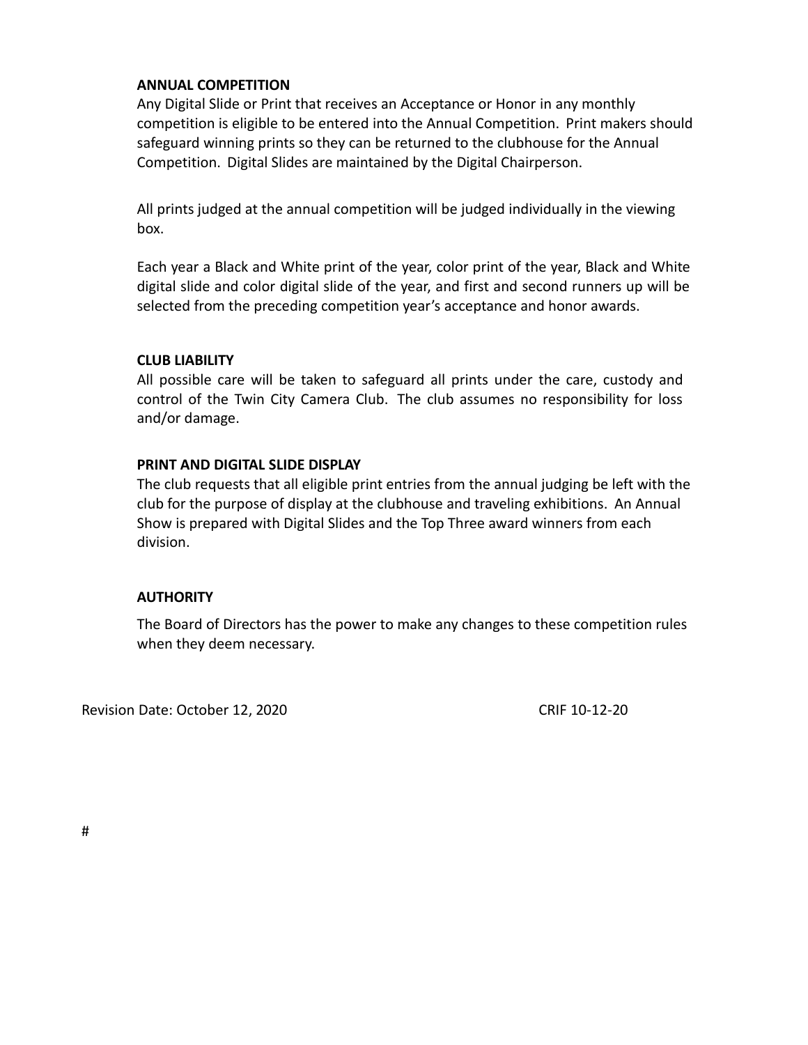**ANNUAL COMPETITION**

Any Digital Slide or Print that receives an Acceptance or Honor in any monthly competition is eligible to be entered into the Annual Competition. Print makers should safeguard winning prints so they can be returned to the clubhouse for the Annual Competition. Digital Slides are maintained by the Digital Chairperson.

All prints judged at the annual competition will be judged individually in the viewing box.

Each year a Black and White print of the year, color print of the year, Black and White digital slide and color digital slide of the year, and first and second runners up will be selected from the preceding competition year's acceptance and honor awards.

**CLUB LIABILITY**

All possible care will be taken to safeguard all prints under the care, custody and control of the Twin City Camera Club. The club assumes no responsibility for loss and/or damage.

**PRINT AND DIGITAL SLIDE DISPLAY**

The club requests that all eligible print entries from the annual judging be left with the club for the purpose of display at the clubhouse and traveling exhibitions. An Annual Show is prepared with Digital Slides and the Top Three award winners from each division.

**AUTHORITY**

The Board of Directors has the power to make any changes to these competition rules when they deem necessary.

Revision Date: October 12, 2020 CRIF 10-12-20

#